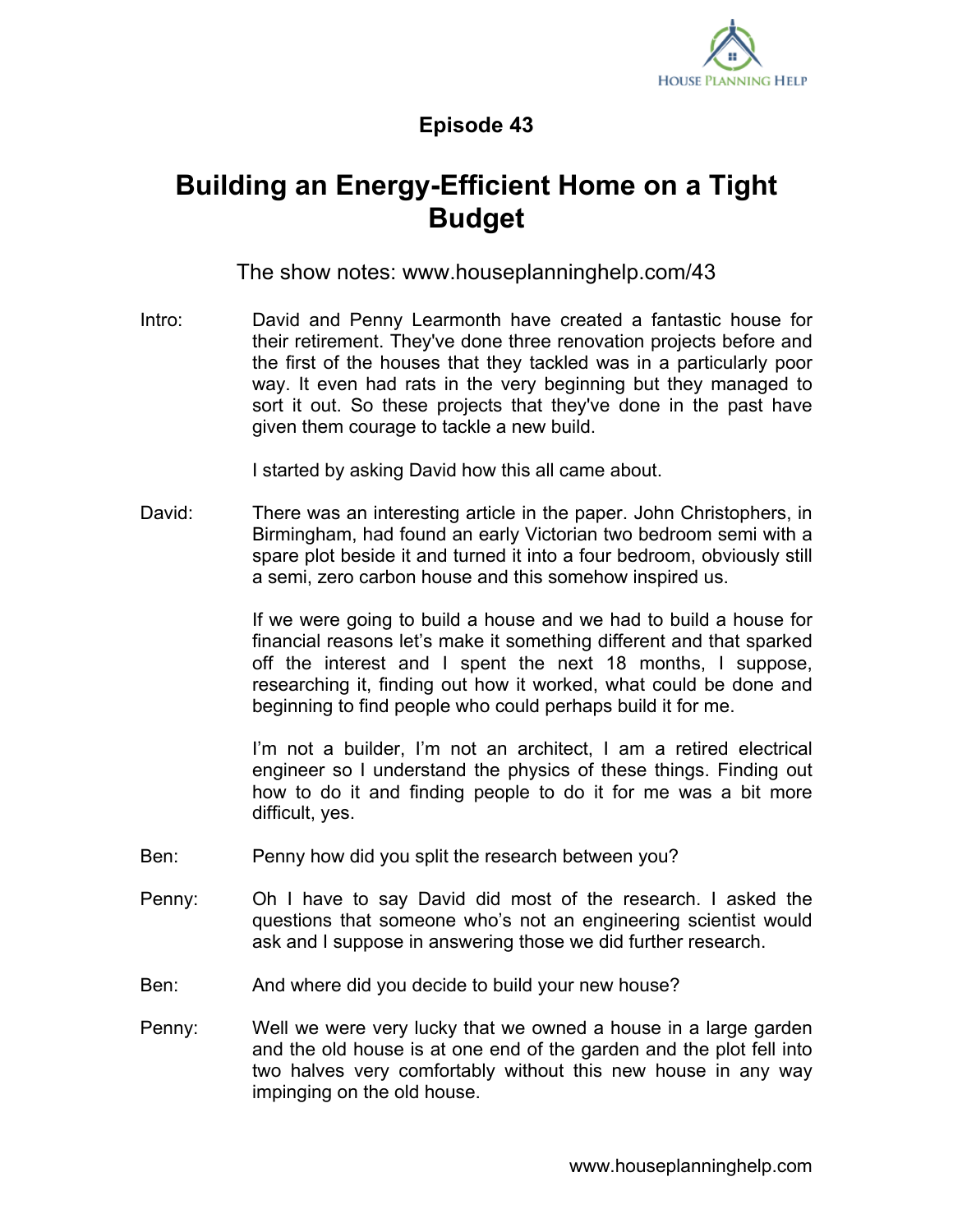## Episode 43

# Building an Energy-Efficient Home on a Tight Budget

The show notes: www.houseplanninghelp.com/43

**Intro:** David and Penny Learmonth have created a fantastic house for their retirement. They've done three renovation projects before and the first of the houses that they tackled was in a particularly poor way. It even had rats in the very beginning but they managed to sort it out. So these projects that they've done in the past have given them courage to tackle a new build.

I started by asking David how this all came about.

**David:** There was an interesting article in the paper. John Christophers, in Birmingham, had found an early Victorian two bedroom semi with a spare plot beside it and turned it into a four bedroom, obviously still a semi, zero carbon house and this somehow inspired us.

If we were going to build a house and we had to build a house for financial reasons let's make it something different and that sparked off the interest and I spent the next 18 months, I suppose, researching it, finding out how it worked, what could be done and beginning to find people who could perhaps build it for me.

I'm not a builder, I'm not an architect, I am a retired electrical engineer so I understand the physics of these things. Finding out how to do it and finding people to do it for me was a bit more difficult, yes.

**Ben:** Penny how did you split the research between you?

**Penny:** Oh I have to say David did most of the research. I asked the questions that someone who's not an engineering scientist would ask and I suppose in answering those we did further research.

**Ben:** And where did you decide to build your new house?

**Penny:** Well we were very lucky that we owned a house in a large garden and the old house is at one end of the garden and the plot fell into two halves very comfortably without this new house in any way impinging on the old house.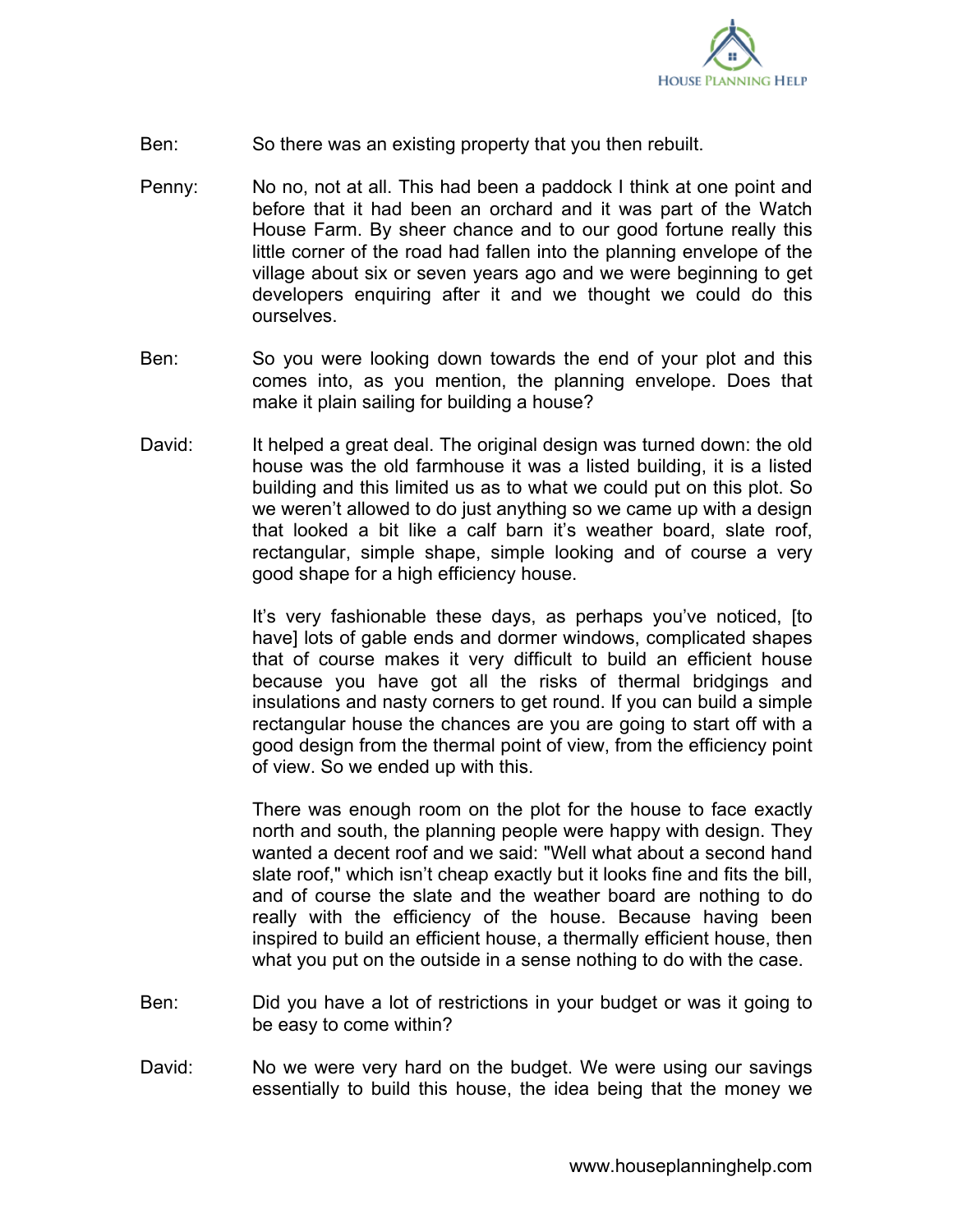Ben: So there was an existing property that you then rebuilt.

Penny: No no, not at all. This had been a paddock I think at one point and before that it had been an orchard and it was part of the Watch House Farm. By sheer chance and to our good fortune really this little corner of the road had fallen into the planning envelope of the village about six or seven years ago and we were beginning to get developers enquiring after it and we thought we could do this ourselves.

Ben: So you were looking down towards the end of your plot and this comes into, as you mention, the planning envelope. Does that make it plain sailing for building a house?

David: It helped a great deal. The original design was turned down: the old house was the old farmhouse it was a listed building, it is a listed building and this limited us as to what we could put on this plot. So we weren't allowed to do just anything so we came up with a design that looked a bit like a calf barn it's weather board, slate roof, rectangular, simple shape, simple looking and of course a very good shape for a high efficiency house.

It's very fashionable these days, as perhaps you've noticed, [to have] lots of gable ends and dormer windows, complicated shapes that of course makes it very difficult to build an efficient house because you have got all the risks of thermal bridgings and insulations and nasty corners to get round. If you can build a simple rectangular house the chances are you are going to start off with a good design from the thermal point of view, from the efficiency point of view. So we ended up with this.

There was enough room on the plot for the house to face exactly north and south, the planning people were happy with design. They wanted a decent roof and we said: "Well what about a second hand slate roof," which isn't cheap exactly but it looks fine and fits the bill, and of course the slate and the weather board are nothing to do really with the efficiency of the house. Because having been inspired to build an efficient house, a thermally efficient house, then what you put on the outside in a sense nothing to do with the case.

Ben: Did you have a lot of restrictions in your budget or was it going to be easy to come within?

David: No we were very hard on the budget. We were using our savings essentially to build this house, the idea being that the money we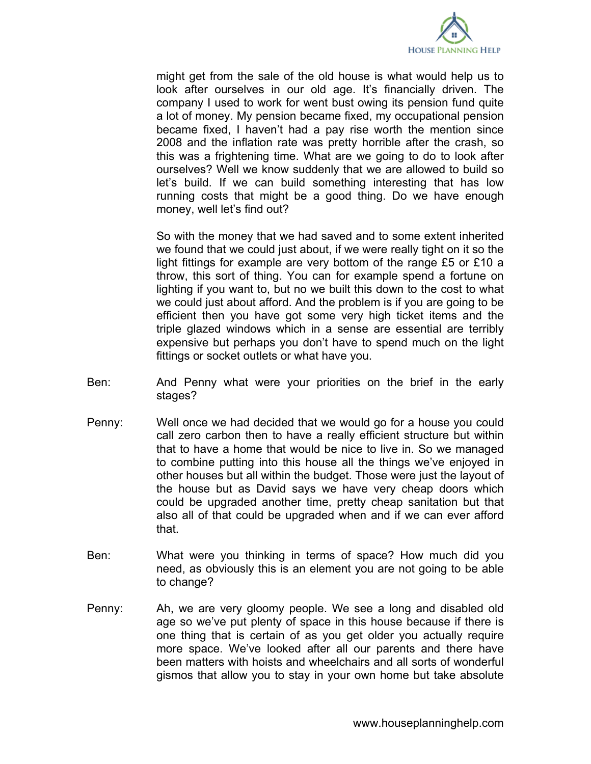might get from the sale of the old house is what would help us to look after ourselves in our old age. It's financially driven. The company I used to work for went bust owing its pension fund quite a lot of money. My pension became fixed, my occupational pension became fixed, I haven't had a pay rise worth the mention since 2008 and the inflation rate was pretty horrible after the crash, so this was a frightening time. What are we going to do to look after ourselves? Well we know suddenly that we are allowed to build so let's build. If we can build something interesting that has low running costs that might be a good thing. Do we have enough money, well let's find out?

So with the money that we had saved and to some extent inherited we found that we could just about, if we were really tight on it so the light fittings for example are very bottom of the range £5 or £10 a throw, this sort of thing. You can for example spend a fortune on lighting if you want to, but no we built this down to the cost to what we could just about afford. And the problem is if you are going to be efficient then you have got some very high ticket items and the triple glazed windows which in a sense are essential are terribly expensive but perhaps you don't have to spend much on the light fittings or socket outlets or what have you.

Ben: And Penny what were your priorities on the brief in the early stages?

Penny: Well once we had decided that we would go for a house you could call zero carbon then to have a really efficient structure but within that to have a home that would be nice to live in. So we managed to combine putting into this house all the things we've enjoyed in other houses but all within the budget. Those were just the layout of the house but as David says we have very cheap doors which could be upgraded another time, pretty cheap sanitation but that also all of that could be upgraded when and if we can ever afford that.

Ben: What were you thinking in terms of space? How much did you need, as obviously this is an element you are not going to be able to change?

Penny: Ah, we are very gloomy people. We see a long and disabled old age so we've put plenty of space in this house because if there is one thing that is certain of as you get older you actually require more space. We've looked after all our parents and there have been matters with hoists and wheelchairs and all sorts of wonderful gismos that allow you to stay in your own home but take absolute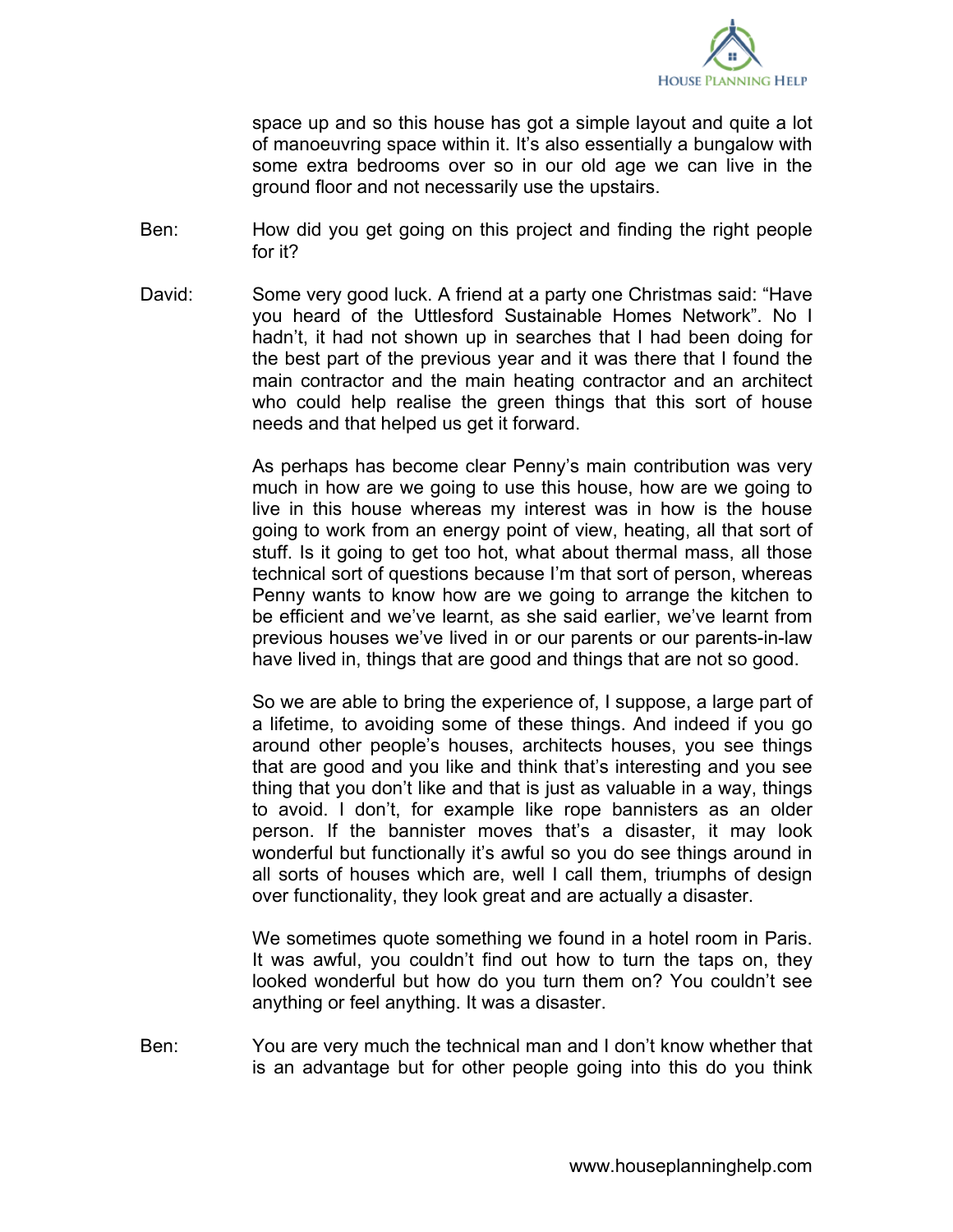space up and so this house has got a simple layout and quite a lot of manoeuvring space within it. It's also essentially a bungalow with some extra bedrooms over so in our old age we can live in the ground floor and not necessarily use the upstairs.

Ben: How did you get going on this project and finding the right people for it?

David: Some very good luck. A friend at a party one Christmas said: "Have you heard of the Uttlesford Sustainable Homes Network". No I hadn't, it had not shown up in searches that I had been doing for the best part of the previous year and it was there that I found the main contractor and the main heating contractor and an architect who could help realise the green things that this sort of house needs and that helped us get it forward.

As perhaps has become clear Penny's main contribution was very much in how are we going to use this house, how are we going to live in this house whereas my interest was in how is the house going to work from an energy point of view, heating, all that sort of stuff. Is it going to get too hot, what about thermal mass, all those technical sort of questions because I'm that sort of person, whereas Penny wants to know how are we going to arrange the kitchen to be efficient and we've learnt, as she said earlier, we've learnt from previous houses we've lived in or our parents or our parents-in-law have lived in, things that are good and things that are not so good.

So we are able to bring the experience of, I suppose, a large part of a lifetime, to avoiding some of these things. And indeed if you go around other people's houses, architects houses, you see things that are good and you like and think that's interesting and you see thing that you don't like and that is just as valuable in a way, things to avoid. I don't, for example like rope bannisters as an older person. If the bannister moves that's a disaster, it may look wonderful but functionally it's awful so you do see things around in all sorts of houses which are, well I call them, triumphs of design over functionality, they look great and are actually a disaster.

We sometimes quote something we found in a hotel room in Paris. It was awful, you couldn't find out how to turn the taps on, they looked wonderful but how do you turn them on? You couldn't see anything or feel anything. It was a disaster.

Ben: You are very much the technical man and I don't know whether that is an advantage but for other people going into this do you think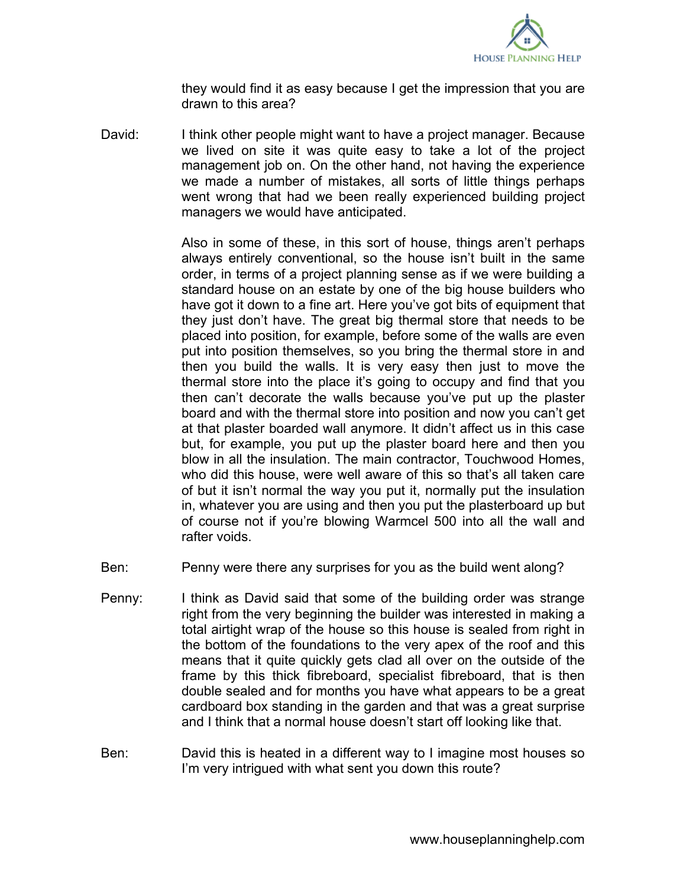they would find it as easy because I get the impression that you are drawn to this area?

David: I think other people might want to have a project manager. Because we lived on site it was quite easy to take a lot of the project management job on. On the other hand, not having the experience we made a number of mistakes, all sorts of little things perhaps went wrong that had we been really experienced building project managers we would have anticipated.

Also in some of these, in this sort of house, things aren't perhaps always entirely conventional, so the house isn't built in the same order, in terms of a project planning sense as if we were building a standard house on an estate by one of the big house builders who have got it down to a fine art. Here you've got bits of equipment that they just don't have. The great big thermal store that needs to be placed into position, for example, before some of the walls are even put into position themselves, so you bring the thermal store in and then you build the walls. It is very easy then just to move the thermal store into the place it's going to occupy and find that you then can't decorate the walls because you've put up the plaster board and with the thermal store into position and now you can't get at that plaster boarded wall anymore. It didn't affect us in this case but, for example, you put up the plaster board here and then you blow in all the insulation. The main contractor, Touchwood Homes, who did this house, were well aware of this so that's all taken care of but it isn't normal the way you put it, normally put the insulation in, whatever you are using and then you put the plasterboard up but of course not if you're blowing Warmcel 500 into all the wall and rafter voids.

Ben: Penny were there any surprises for you as the build went along?

Penny: I think as David said that some of the building order was strange right from the very beginning the builder was interested in making a total airtight wrap of the house so this house is sealed from right in the bottom of the foundations to the very apex of the roof and this means that it quite quickly gets clad all over on the outside of the frame by this thick fibreboard, specialist fibreboard, that is then double sealed and for months you have what appears to be a great cardboard box standing in the garden and that was a great surprise and I think that a normal house doesn't start off looking like that.

Ben: David this is heated in a different way to I imagine most houses so I'm very intrigued with what sent you down this route?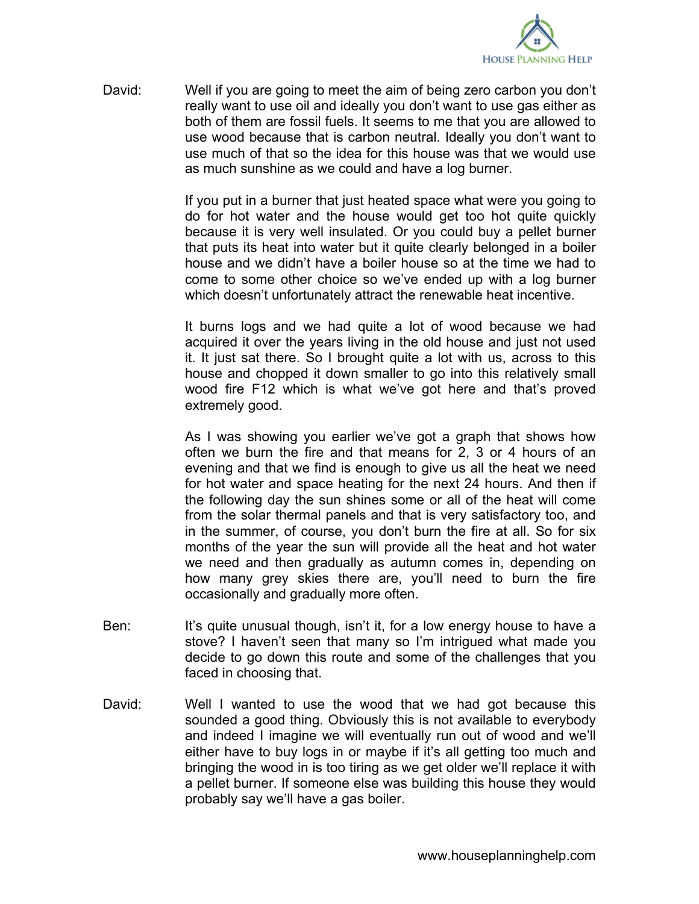David: Well if you are going to meet the aim of being zero carbon you don't really want to use oil and ideally you don't want to use gas either as both of them are fossil fuels. It seems to me that you are allowed to use wood because that is carbon neutral. Ideally you don't want to use much of that so the idea for this house was that we would use as much sunshine as we could and have a log burner.

If you put in a burner that just heated space what were you going to do for hot water and the house would get too hot quite quickly because it is very well insulated. Or you could buy a pellet burner that puts its heat into water but it quite clearly belonged in a boiler house and we didn't have a boiler house so at the time we had to come to some other choice so we've ended up with a log burner which doesn't unfortunately attract the renewable heat incentive.

It burns logs and we had quite a lot of wood because we had acquired it over the years living in the old house and just not used it. It just sat there. So I brought quite a lot with us, across to this house and chopped it down smaller to go into this relatively small wood fire F12 which is what we've got here and that's proved extremely good.

As I was showing you earlier we've got a graph that shows how often we burn the fire and that means for 2, 3 or 4 hours of an evening and that we find is enough to give us all the heat we need for hot water and space heating for the next 24 hours. And then if the following day the sun shines some or all of the heat will come from the solar thermal panels and that is very satisfactory too, and in the summer, of course, you don't burn the fire at all. So for six months of the year the sun will provide all the heat and hot water we need and then gradually as autumn comes in, depending on how many grey skies there are, you'll need to burn the fire occasionally and gradually more often.

Ben: It's quite unusual though, isn't it, for a low energy house to have a stove? I haven't seen that many so I'm intrigued what made you decide to go down this route and some of the challenges that you faced in choosing that.

David: Well I wanted to use the wood that we had got because this sounded a good thing. Obviously this is not available to everybody and indeed I imagine we will eventually run out of wood and we'll either have to buy logs in or maybe if it's all getting too much and bringing the wood in is too tiring as we get older we'll replace it with a pellet burner. If someone else was building this house they would probably say we'll have a gas boiler.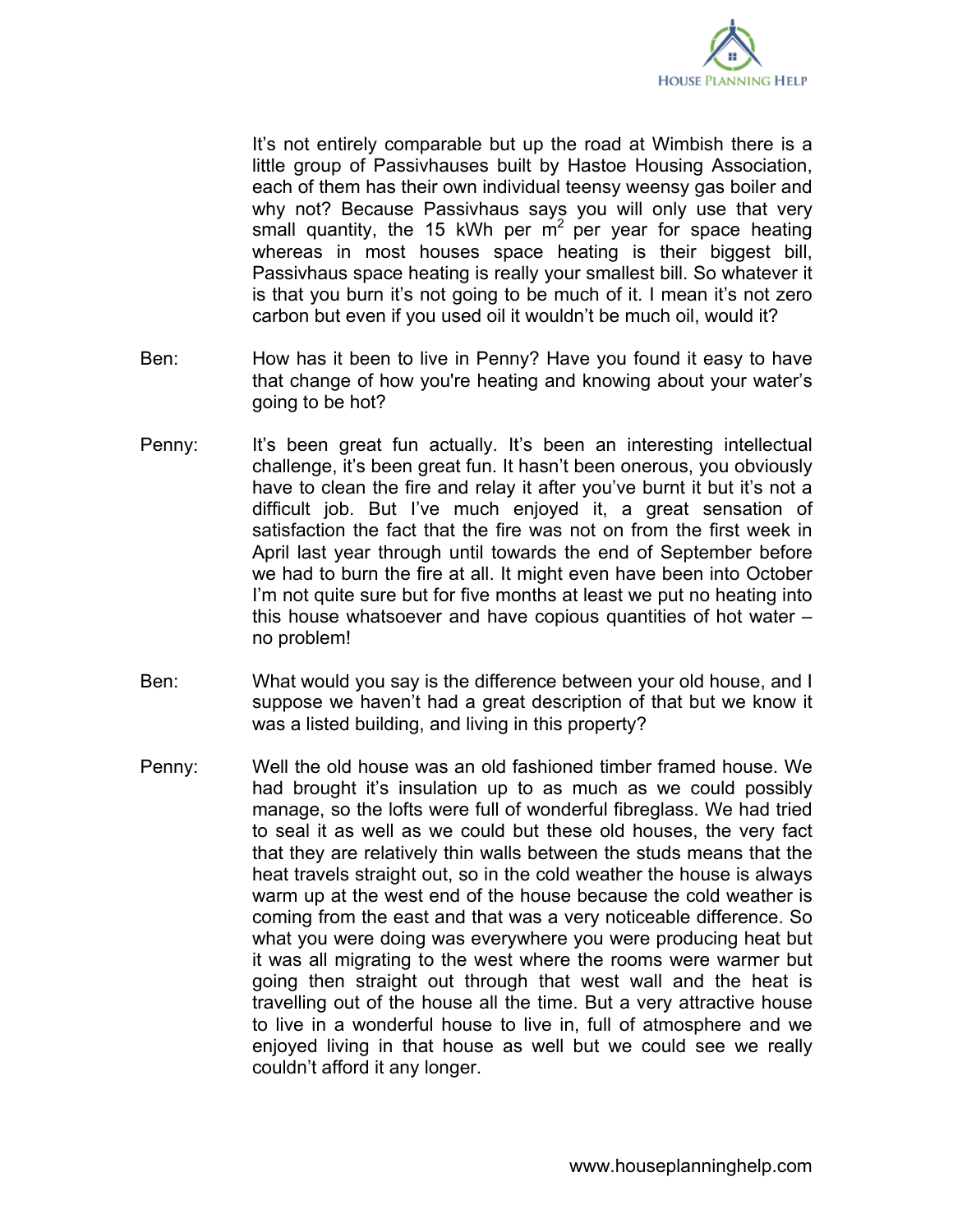It's not entirely comparable but up the road at Wimbish there is a little group of Passivhauses built by Hastoe Housing Association, each of them has their own individual teensy weensy gas boiler and why not? Because Passivhaus says you will only use that very small quantity, the 15 kWh per $m^2$ per year for space heating whereas in most houses space heating is their biggest bill, Passivhaus space heating is really your smallest bill. So whatever it is that you burn it's not going to be much of it. I mean it's not zero carbon but even if you used oil it wouldn't be much oil, would it?

Ben: How has it been to live in Penny? Have you found it easy to have that change of how you're heating and knowing about your water's going to be hot?

Penny: It's been great fun actually. It's been an interesting intellectual challenge, it's been great fun. It hasn't been onerous, you obviously have to clean the fire and relay it after you've burnt it but it's not a difficult job. But I've much enjoyed it, a great sensation of satisfaction the fact that the fire was not on from the first week in April last year through until towards the end of September before we had to burn the fire at all. It might even have been into October I'm not quite sure but for five months at least we put no heating into this house whatsoever and have copious quantities of hot water – no problem!

Ben: What would you say is the difference between your old house, and I suppose we haven't had a great description of that but we know it was a listed building, and living in this property?

Penny: Well the old house was an old fashioned timber framed house. We had brought it's insulation up to as much as we could possibly manage, so the lofts were full of wonderful fibreglass. We had tried to seal it as well as we could but these old houses, the very fact that they are relatively thin walls between the studs means that the heat travels straight out, so in the cold weather the house is always warm up at the west end of the house because the cold weather is coming from the east and that was a very noticeable difference. So what you were doing was everywhere you were producing heat but it was all migrating to the west where the rooms were warmer but going then straight out through that west wall and the heat is travelling out of the house all the time. But a very attractive house to live in a wonderful house to live in, full of atmosphere and we enjoyed living in that house as well but we could see we really couldn't afford it any longer.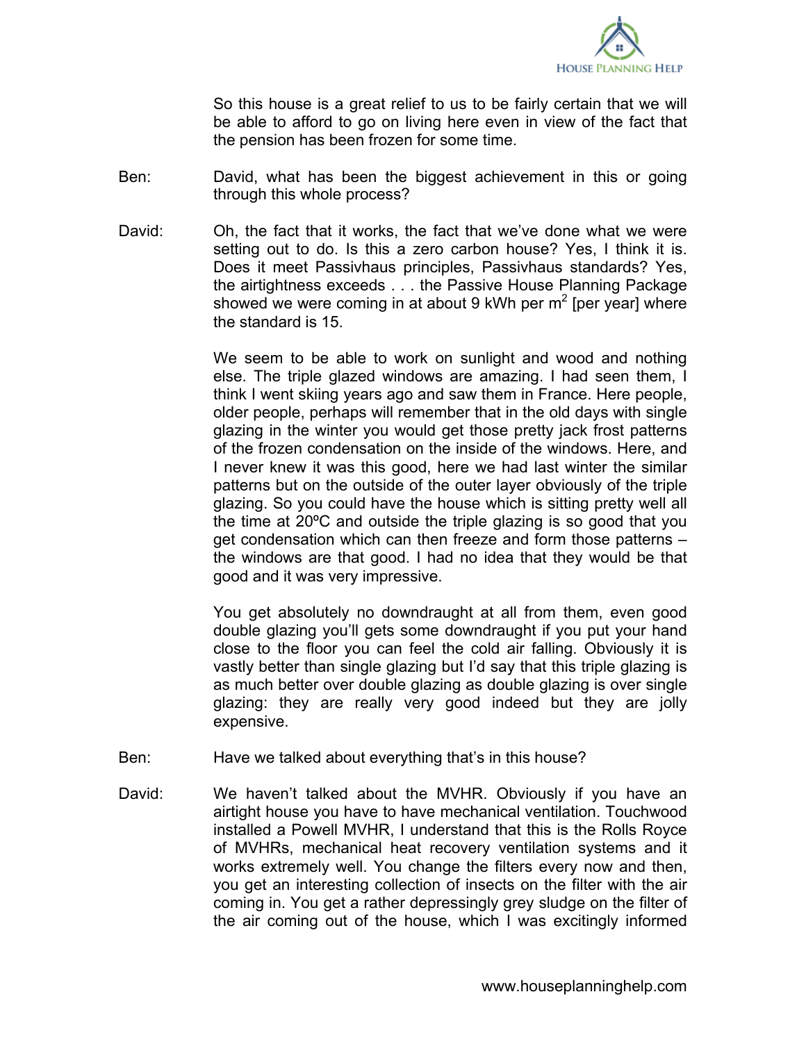So this house is a great relief to us to be fairly certain that we will be able to afford to go on living here even in view of the fact that the pension has been frozen for some time.

Ben: David, what has been the biggest achievement in this or going through this whole process?

David: Oh, the fact that it works, the fact that we've done what we were setting out to do. Is this a zero carbon house? Yes, I think it is. Does it meet Passivhaus principles, Passivhaus standards? Yes, the airtightness exceeds . . . the Passive House Planning Package showed we were coming in at about 9 kWh per $m^2$ [per year] where the standard is 15.

We seem to be able to work on sunlight and wood and nothing else. The triple glazed windows are amazing. I had seen them, I think I went skiing years ago and saw them in France. Here people, older people, perhaps will remember that in the old days with single glazing in the winter you would get those pretty jack frost patterns of the frozen condensation on the inside of the windows. Here, and I never knew it was this good, here we had last winter the similar patterns but on the outside of the outer layer obviously of the triple glazing. So you could have the house which is sitting pretty well all the time at 20ºC and outside the triple glazing is so good that you get condensation which can then freeze and form those patterns – the windows are that good. I had no idea that they would be that good and it was very impressive.

You get absolutely no downdraught at all from them, even good double glazing you'll gets some downdraught if you put your hand close to the floor you can feel the cold air falling. Obviously it is vastly better than single glazing but I'd say that this triple glazing is as much better over double glazing as double glazing is over single glazing: they are really very good indeed but they are jolly expensive.

Ben: Have we talked about everything that's in this house?

David: We haven't talked about the MVHR. Obviously if you have an airtight house you have to have mechanical ventilation. Touchwood installed a Powell MVHR, I understand that this is the Rolls Royce of MVHRs, mechanical heat recovery ventilation systems and it works extremely well. You change the filters every now and then, you get an interesting collection of insects on the filter with the air coming in. You get a rather depressingly grey sludge on the filter of the air coming out of the house, which I was excitingly informed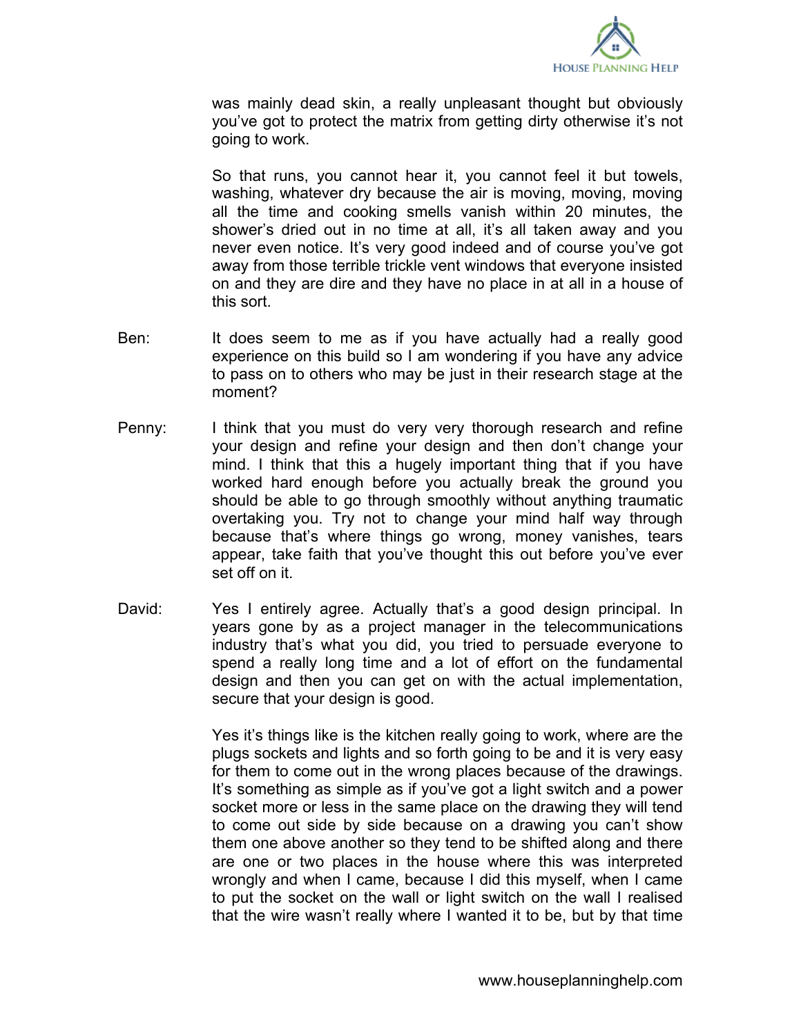was mainly dead skin, a really unpleasant thought but obviously you've got to protect the matrix from getting dirty otherwise it's not going to work.

So that runs, you cannot hear it, you cannot feel it but towels, washing, whatever dry because the air is moving, moving, moving all the time and cooking smells vanish within 20 minutes, the shower's dried out in no time at all, it's all taken away and you never even notice. It's very good indeed and of course you've got away from those terrible trickle vent windows that everyone insisted on and they are dire and they have no place in at all in a house of this sort.

Ben: It does seem to me as if you have actually had a really good experience on this build so I am wondering if you have any advice to pass on to others who may be just in their research stage at the moment?

Penny: I think that you must do very very thorough research and refine your design and refine your design and then don't change your mind. I think that this a hugely important thing that if you have worked hard enough before you actually break the ground you should be able to go through smoothly without anything traumatic overtaking you. Try not to change your mind half way through because that's where things go wrong, money vanishes, tears appear, take faith that you've thought this out before you've ever set off on it.

David: Yes I entirely agree. Actually that's a good design principal. In years gone by as a project manager in the telecommunications industry that's what you did, you tried to persuade everyone to spend a really long time and a lot of effort on the fundamental design and then you can get on with the actual implementation, secure that your design is good.

Yes it's things like is the kitchen really going to work, where are the plugs sockets and lights and so forth going to be and it is very easy for them to come out in the wrong places because of the drawings. It's something as simple as if you've got a light switch and a power socket more or less in the same place on the drawing they will tend to come out side by side because on a drawing you can't show them one above another so they tend to be shifted along and there are one or two places in the house where this was interpreted wrongly and when I came, because I did this myself, when I came to put the socket on the wall or light switch on the wall I realised that the wire wasn't really where I wanted it to be, but by that time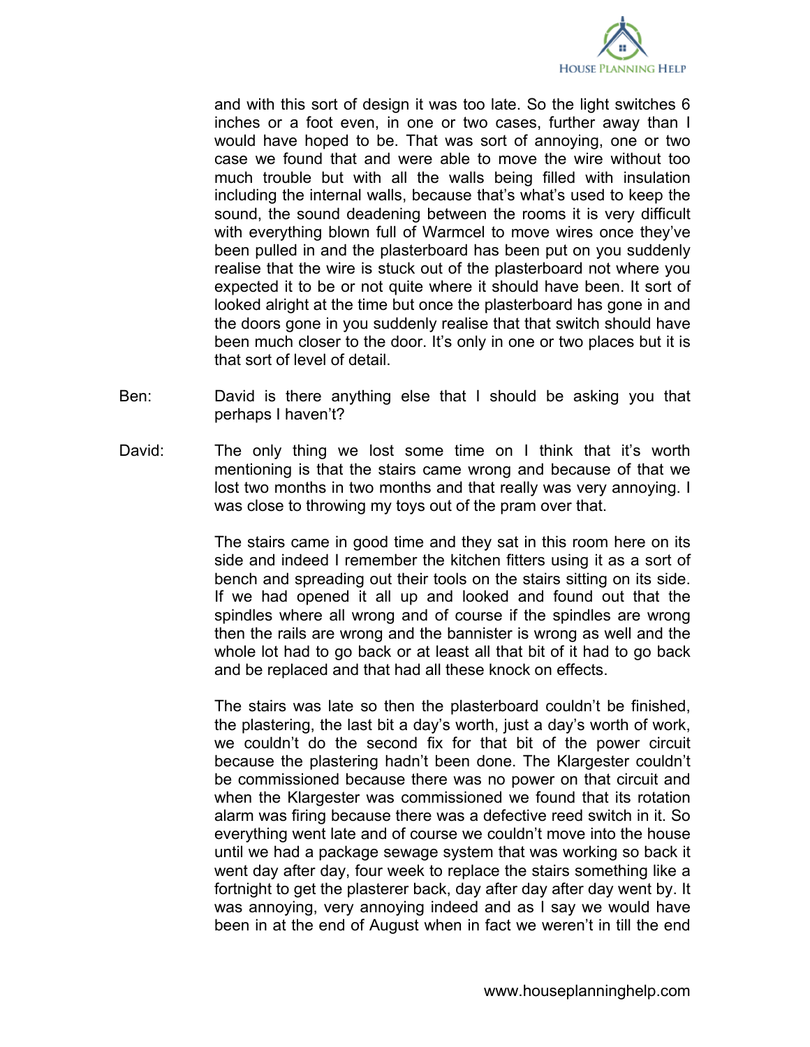and with this sort of design it was too late. So the light switches 6 inches or a foot even, in one or two cases, further away than I would have hoped to be. That was sort of annoying, one or two case we found that and were able to move the wire without too much trouble but with all the walls being filled with insulation including the internal walls, because that's what's used to keep the sound, the sound deadening between the rooms it is very difficult with everything blown full of Warmcel to move wires once they've been pulled in and the plasterboard has been put on you suddenly realise that the wire is stuck out of the plasterboard not where you expected it to be or not quite where it should have been. It sort of looked alright at the time but once the plasterboard has gone in and the doors gone in you suddenly realise that that switch should have been much closer to the door. It's only in one or two places but it is that sort of level of detail.

Ben: David is there anything else that I should be asking you that perhaps I haven't?

David: The only thing we lost some time on I think that it's worth mentioning is that the stairs came wrong and because of that we lost two months in two months and that really was very annoying. I was close to throwing my toys out of the pram over that.

The stairs came in good time and they sat in this room here on its side and indeed I remember the kitchen fitters using it as a sort of bench and spreading out their tools on the stairs sitting on its side. If we had opened it all up and looked and found out that the spindles where all wrong and of course if the spindles are wrong then the rails are wrong and the bannister is wrong as well and the whole lot had to go back or at least all that bit of it had to go back and be replaced and that had all these knock on effects.

The stairs was late so then the plasterboard couldn't be finished, the plastering, the last bit a day's worth, just a day's worth of work, we couldn't do the second fix for that bit of the power circuit because the plastering hadn't been done. The Klargester couldn't be commissioned because there was no power on that circuit and when the Klargester was commissioned we found that its rotation alarm was firing because there was a defective reed switch in it. So everything went late and of course we couldn't move into the house until we had a package sewage system that was working so back it went day after day, four week to replace the stairs something like a fortnight to get the plasterer back, day after day after day went by. It was annoying, very annoying indeed and as I say we would have been in at the end of August when in fact we weren't in till the end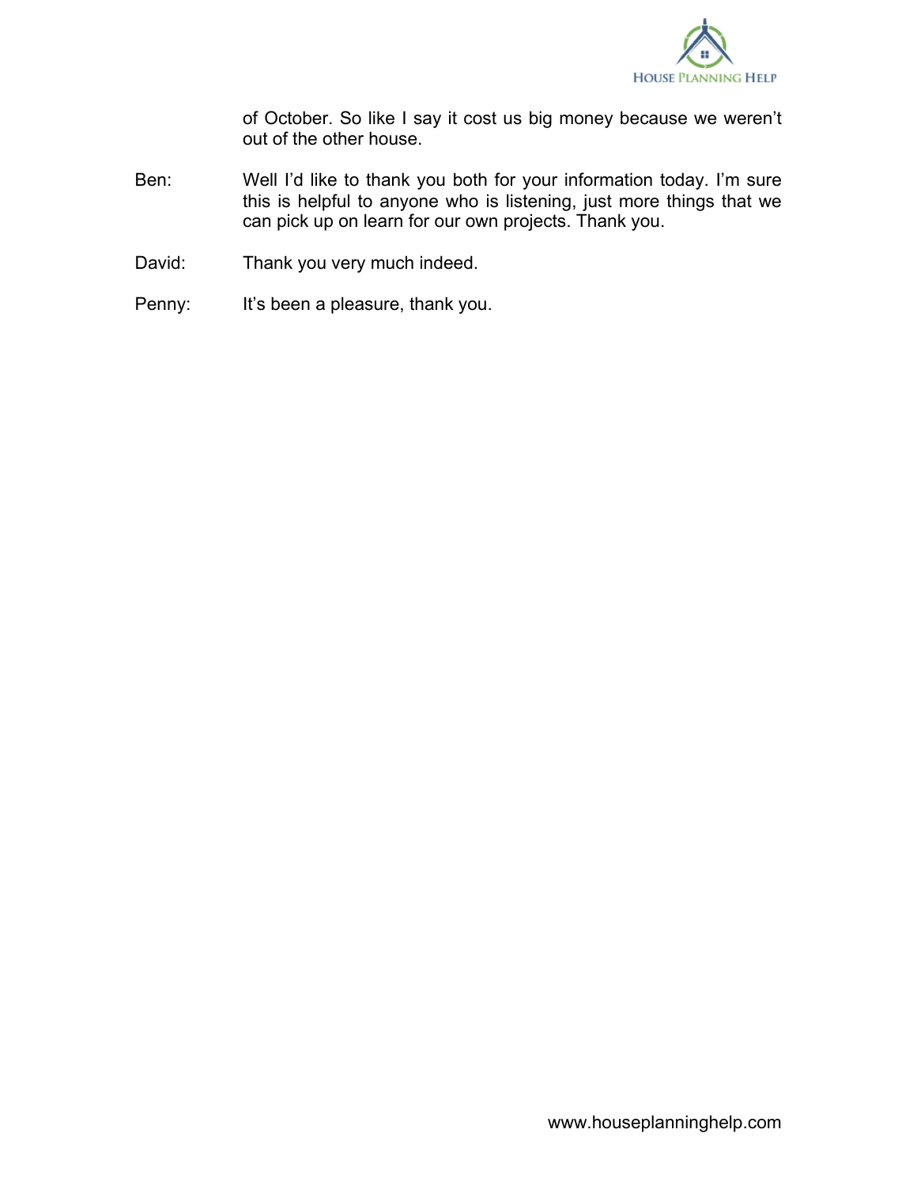of October. So like I say it cost us big money because we weren't out of the other house.

Ben: Well I'd like to thank you both for your information today. I'm sure this is helpful to anyone who is listening, just more things that we can pick up on learn for our own projects. Thank you.

David: Thank you very much indeed.

Penny: It's been a pleasure, thank you.